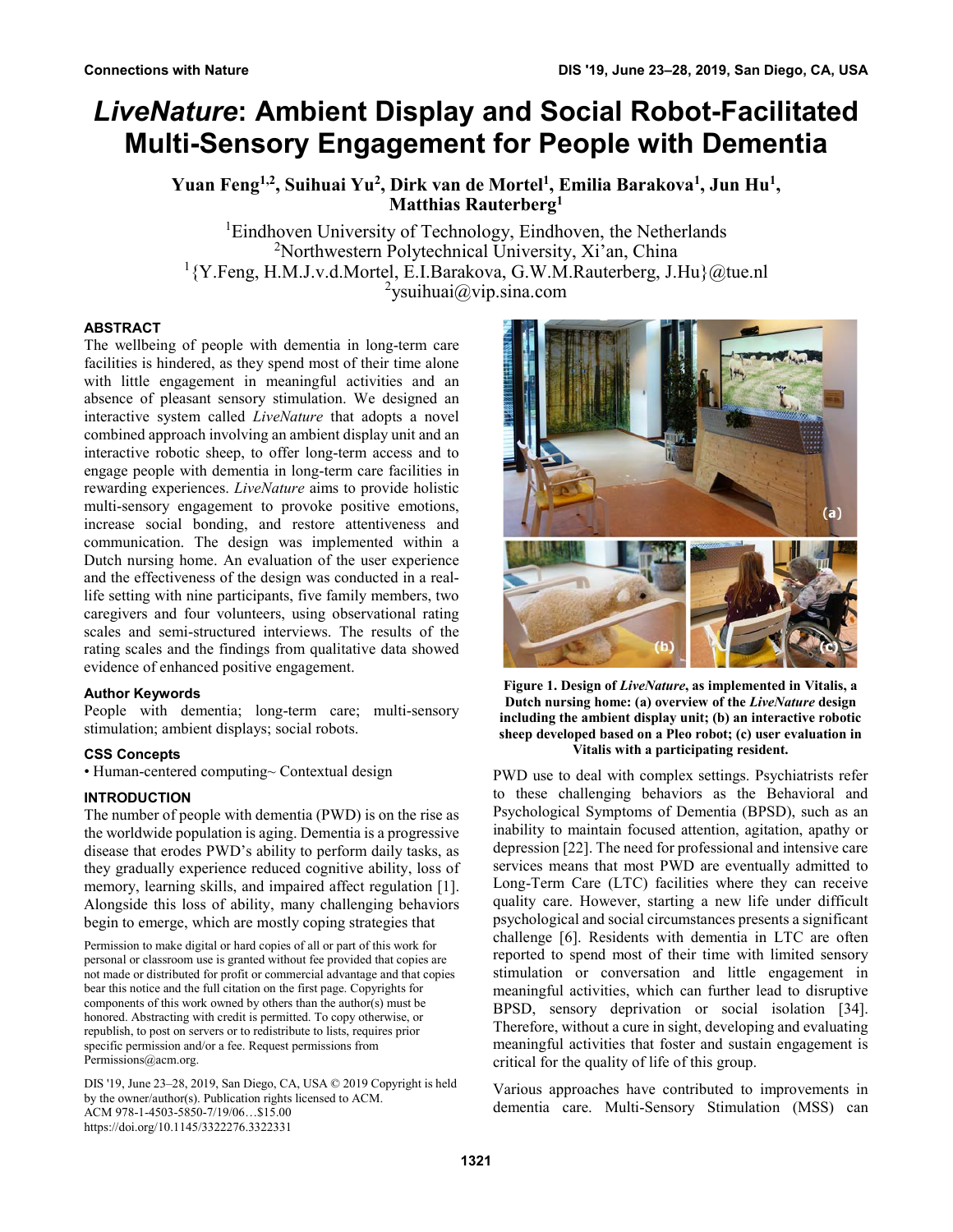# *LiveNature*: Ambient Display and Social Robot-Facilitated Multi-Sensory Engagement for People with Dementia

**Yuan Feng[1,2], Suihuai Yu[2], Dirk van de Mortel[1], Emilia Barakova[1], Jun Hu[1], Matthias Rauterberg[1]**

[1]Eindhoven University of Technology, Eindhoven, the Netherlands
[2]Northwestern Polytechnical University, Xi'an, China
[1]{Y.Feng, H.M.J.v.d.Mortel, E.I.Barakova, G.W.M.Rauterberg, J.Hu}@tue.nl
[2]ysuihuai@vip.sina.com

## ABSTRACT

The wellbeing of people with dementia in long-term care facilities is hindered, as they spend most of their time alone with little engagement in meaningful activities and an absence of pleasant sensory stimulation. We designed an interactive system called *LiveNature* that adopts a novel combined approach involving an ambient display unit and an interactive robotic sheep, to offer long-term access and to engage people with dementia in long-term care facilities in rewarding experiences. *LiveNature* aims to provide holistic multi-sensory engagement to provoke positive emotions, increase social bonding, and restore attentiveness and communication. The design was implemented within a Dutch nursing home. An evaluation of the user experience and the effectiveness of the design was conducted in a real-life setting with nine participants, five family members, two caregivers and four volunteers, using observational rating scales and semi-structured interviews. The results of the rating scales and the findings from qualitative data showed evidence of enhanced positive engagement.

### Author Keywords

People with dementia; long-term care; multi-sensory stimulation; ambient displays; social robots.

### CSS Concepts

• Human-centered computing~ Contextual design

## INTRODUCTION

The number of people with dementia (PWD) is on the rise as the worldwide population is aging. Dementia is a progressive disease that erodes PWD's ability to perform daily tasks, as they gradually experience reduced cognitive ability, loss of memory, learning skills, and impaired affect regulation [1]. Alongside this loss of ability, many challenging behaviors begin to emerge, which are mostly coping strategies that PWD use to deal with complex settings. Psychiatrists refer to these challenging behaviors as the Behavioral and Psychological Symptoms of Dementia (BPSD), such as an inability to maintain focused attention, agitation, apathy or depression [22]. The need for professional and intensive care services means that most PWD are eventually admitted to Long-Term Care (LTC) facilities where they can receive quality care. However, starting a new life under difficult psychological and social circumstances presents a significant challenge [6]. Residents with dementia in LTC are often reported to spend most of their time with limited sensory stimulation or conversation and little engagement in meaningful activities, which can further lead to disruptive BPSD, sensory deprivation or social isolation [34]. Therefore, without a cure in sight, developing and evaluating meaningful activities that foster and sustain engagement is critical for the quality of life of this group.

Various approaches have contributed to improvements in dementia care. Multi-Sensory Stimulation (MSS) can

**Figure 1. Design of *LiveNature*, as implemented in Vitalis, a Dutch nursing home: (a) overview of the *LiveNature* design including the ambient display unit; (b) an interactive robotic sheep developed based on a Pleo robot; (c) user evaluation in Vitalis with a participating resident.**

Permission to make digital or hard copies of all or part of this work for personal or classroom use is granted without fee provided that copies are not made or distributed for profit or commercial advantage and that copies bear this notice and the full citation on the first page. Copyrights for components of this work owned by others than the author(s) must be honored. Abstracting with credit is permitted. To copy otherwise, or republish, to post on servers or to redistribute to lists, requires prior specific permission and/or a fee. Request permissions from Permissions@acm.org.

DIS '19, June 23–28, 2019, San Diego, CA, USA © 2019 Copyright is held by the owner/author(s). Publication rights licensed to ACM.
ACM 978-1-4503-5850-7/19/06…$15.00
https://doi.org/10.1145/3322276.3322331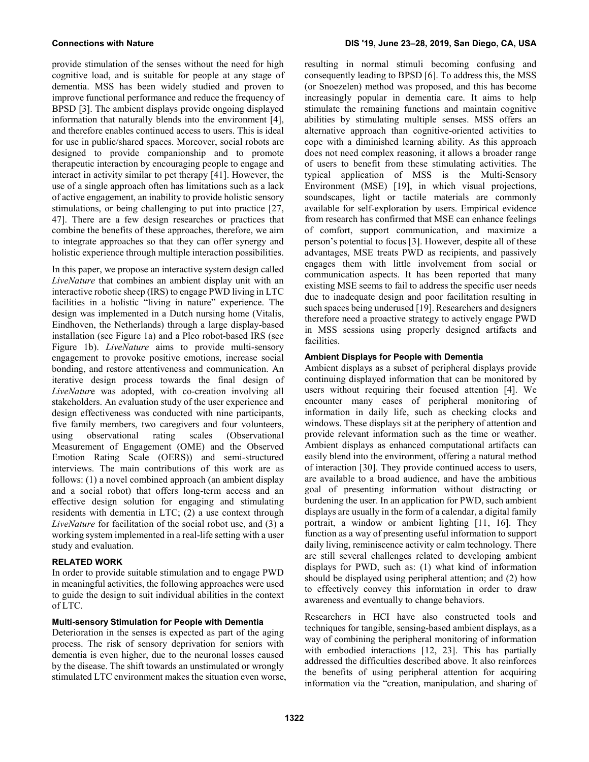provide stimulation of the senses without the need for high cognitive load, and is suitable for people at any stage of dementia. MSS has been widely studied and proven to improve functional performance and reduce the frequency of BPSD [3]. The ambient displays provide ongoing displayed information that naturally blends into the environment [4], and therefore enables continued access to users. This is ideal for use in public/shared spaces. Moreover, social robots are designed to provide companionship and to promote therapeutic interaction by encouraging people to engage and interact in activity similar to pet therapy [41]. However, the use of a single approach often has limitations such as a lack of active engagement, an inability to provide holistic sensory stimulations, or being challenging to put into practice [27, 47]. There are a few design researches or practices that combine the benefits of these approaches, therefore, we aim to integrate approaches so that they can offer synergy and holistic experience through multiple interaction possibilities.

In this paper, we propose an interactive system design called *LiveNature* that combines an ambient display unit with an interactive robotic sheep (IRS) to engage PWD living in LTC facilities in a holistic "living in nature" experience. The design was implemented in a Dutch nursing home (Vitalis, Eindhoven, the Netherlands) through a large display-based installation (see Figure 1a) and a Pleo robot-based IRS (see Figure 1b). *LiveNature* aims to provide multi-sensory engagement to provoke positive emotions, increase social bonding, and restore attentiveness and communication. An iterative design process towards the final design of *LiveNature* was adopted, with co-creation involving all stakeholders. An evaluation study of the user experience and design effectiveness was conducted with nine participants, five family members, two caregivers and four volunteers, using observational rating scales (Observational Measurement of Engagement (OME) and the Observed Emotion Rating Scale (OERS)) and semi-structured interviews. The main contributions of this work are as follows: (1) a novel combined approach (an ambient display and a social robot) that offers long-term access and an effective design solution for engaging and stimulating residents with dementia in LTC; (2) a use context through *LiveNature* for facilitation of the social robot use, and (3) a working system implemented in a real-life setting with a user study and evaluation.

## RELATED WORK

In order to provide suitable stimulation and to engage PWD in meaningful activities, the following approaches were used to guide the design to suit individual abilities in the context of LTC.

### Multi-sensory Stimulation for People with Dementia

Deterioration in the senses is expected as part of the aging process. The risk of sensory deprivation for seniors with dementia is even higher, due to the neuronal losses caused by the disease. The shift towards an unstimulated or wrongly stimulated LTC environment makes the situation even worse, resulting in normal stimuli becoming confusing and consequently leading to BPSD [6]. To address this, the MSS (or Snoezelen) method was proposed, and this has become increasingly popular in dementia care. It aims to help stimulate the remaining functions and maintain cognitive abilities by stimulating multiple senses. MSS offers an alternative approach than cognitive-oriented activities to cope with a diminished learning ability. As this approach does not need complex reasoning, it allows a broader range of users to benefit from these stimulating activities. The typical application of MSS is the Multi-Sensory Environment (MSE) [19], in which visual projections, soundscapes, light or tactile materials are commonly available for self-exploration by users. Empirical evidence from research has confirmed that MSE can enhance feelings of comfort, support communication, and maximize a person's potential to focus [3]. However, despite all of these advantages, MSE treats PWD as recipients, and passively engages them with little involvement from social or communication aspects. It has been reported that many existing MSE seems to fail to address the specific user needs due to inadequate design and poor facilitation resulting in such spaces being underused [19]. Researchers and designers therefore need a proactive strategy to actively engage PWD in MSS sessions using properly designed artifacts and facilities.

### Ambient Displays for People with Dementia

Ambient displays as a subset of peripheral displays provide continuing displayed information that can be monitored by users without requiring their focused attention [4]. We encounter many cases of peripheral monitoring of information in daily life, such as checking clocks and windows. These displays sit at the periphery of attention and provide relevant information such as the time or weather. Ambient displays as enhanced computational artifacts can easily blend into the environment, offering a natural method of interaction [30]. They provide continued access to users, are available to a broad audience, and have the ambitious goal of presenting information without distracting or burdening the user. In an application for PWD, such ambient displays are usually in the form of a calendar, a digital family portrait, a window or ambient lighting [11, 16]. They function as a way of presenting useful information to support daily living, reminiscence activity or calm technology. There are still several challenges related to developing ambient displays for PWD, such as: (1) what kind of information should be displayed using peripheral attention; and (2) how to effectively convey this information in order to draw awareness and eventually to change behaviors.

Researchers in HCI have also constructed tools and techniques for tangible, sensing-based ambient displays, as a way of combining the peripheral monitoring of information with embodied interactions [12, 23]. This has partially addressed the difficulties described above. It also reinforces the benefits of using peripheral attention for acquiring information via the "creation, manipulation, and sharing of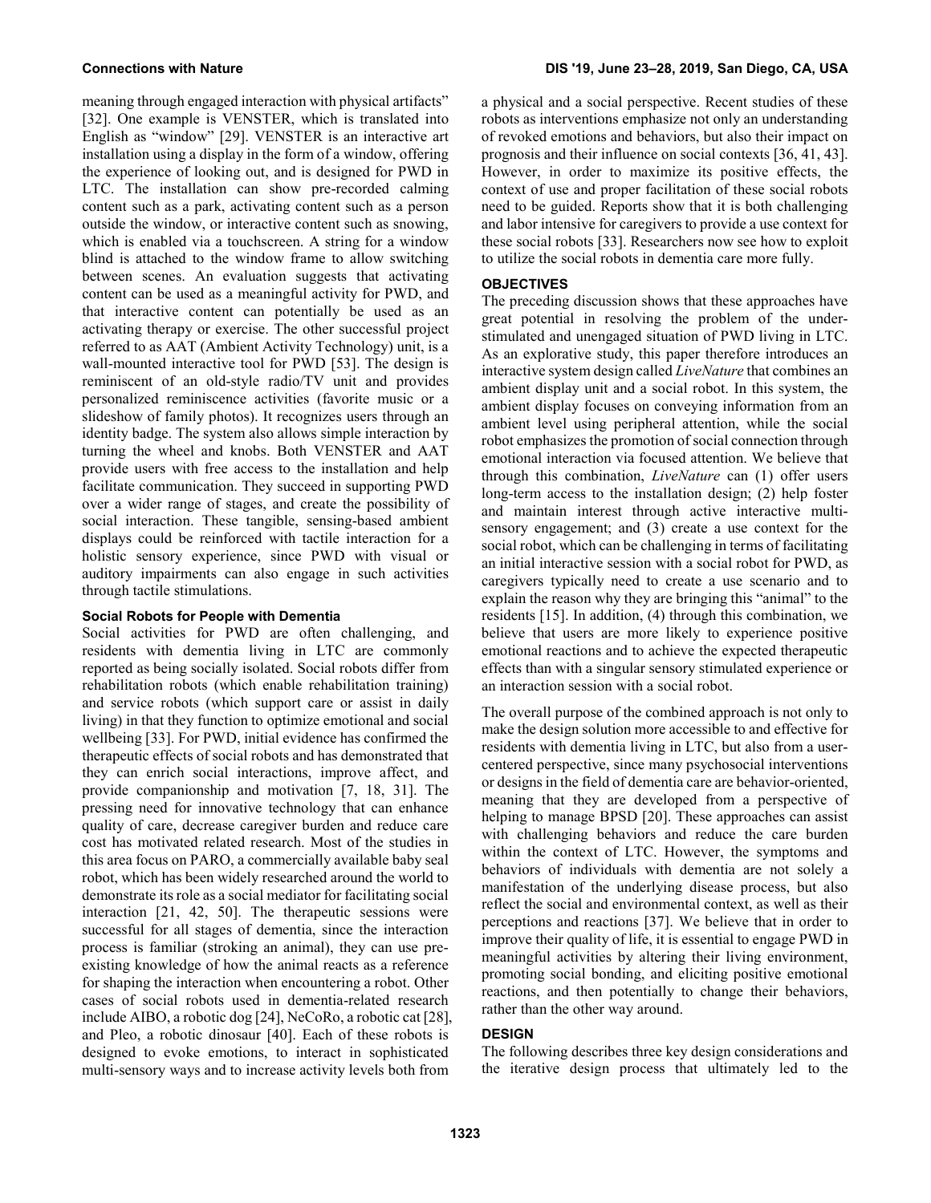meaning through engaged interaction with physical artifacts" [32]. One example is VENSTER, which is translated into English as "window" [29]. VENSTER is an interactive art installation using a display in the form of a window, offering the experience of looking out, and is designed for PWD in LTC. The installation can show pre-recorded calming content such as a park, activating content such as a person outside the window, or interactive content such as snowing, which is enabled via a touchscreen. A string for a window blind is attached to the window frame to allow switching between scenes. An evaluation suggests that activating content can be used as a meaningful activity for PWD, and that interactive content can potentially be used as an activating therapy or exercise. The other successful project referred to as AAT (Ambient Activity Technology) unit, is a wall-mounted interactive tool for PWD [53]. The design is reminiscent of an old-style radio/TV unit and provides personalized reminiscence activities (favorite music or a slideshow of family photos). It recognizes users through an identity badge. The system also allows simple interaction by turning the wheel and knobs. Both VENSTER and AAT provide users with free access to the installation and help facilitate communication. They succeed in supporting PWD over a wider range of stages, and create the possibility of social interaction. These tangible, sensing-based ambient displays could be reinforced with tactile interaction for a holistic sensory experience, since PWD with visual or auditory impairments can also engage in such activities through tactile stimulations.

### Social Robots for People with Dementia

Social activities for PWD are often challenging, and residents with dementia living in LTC are commonly reported as being socially isolated. Social robots differ from rehabilitation robots (which enable rehabilitation training) and service robots (which support care or assist in daily living) in that they function to optimize emotional and social wellbeing [33]. For PWD, initial evidence has confirmed the therapeutic effects of social robots and has demonstrated that they can enrich social interactions, improve affect, and provide companionship and motivation [7, 18, 31]. The pressing need for innovative technology that can enhance quality of care, decrease caregiver burden and reduce care cost has motivated related research. Most of the studies in this area focus on PARO, a commercially available baby seal robot, which has been widely researched around the world to demonstrate its role as a social mediator for facilitating social interaction [21, 42, 50]. The therapeutic sessions were successful for all stages of dementia, since the interaction process is familiar (stroking an animal), they can use pre-existing knowledge of how the animal reacts as a reference for shaping the interaction when encountering a robot. Other cases of social robots used in dementia-related research include AIBO, a robotic dog [24], NeCoRo, a robotic cat [28], and Pleo, a robotic dinosaur [40]. Each of these robots is designed to evoke emotions, to interact in sophisticated multi-sensory ways and to increase activity levels both from a physical and a social perspective. Recent studies of these robots as interventions emphasize not only an understanding of revoked emotions and behaviors, but also their impact on prognosis and their influence on social contexts [36, 41, 43]. However, in order to maximize its positive effects, the context of use and proper facilitation of these social robots need to be guided. Reports show that it is both challenging and labor intensive for caregivers to provide a use context for these social robots [33]. Researchers now see how to exploit to utilize the social robots in dementia care more fully.

## OBJECTIVES

The preceding discussion shows that these approaches have great potential in resolving the problem of the under-stimulated and unengaged situation of PWD living in LTC. As an explorative study, this paper therefore introduces an interactive system design called *LiveNature* that combines an ambient display unit and a social robot. In this system, the ambient display focuses on conveying information from an ambient level using peripheral attention, while the social robot emphasizes the promotion of social connection through emotional interaction via focused attention. We believe that through this combination, *LiveNature* can (1) offer users long-term access to the installation design; (2) help foster and maintain interest through active interactive multi-sensory engagement; and (3) create a use context for the social robot, which can be challenging in terms of facilitating an initial interactive session with a social robot for PWD, as caregivers typically need to create a use scenario and to explain the reason why they are bringing this "animal" to the residents [15]. In addition, (4) through this combination, we believe that users are more likely to experience positive emotional reactions and to achieve the expected therapeutic effects than with a singular sensory stimulated experience or an interaction session with a social robot.

The overall purpose of the combined approach is not only to make the design solution more accessible to and effective for residents with dementia living in LTC, but also from a user-centered perspective, since many psychosocial interventions or designs in the field of dementia care are behavior-oriented, meaning that they are developed from a perspective of helping to manage BPSD [20]. These approaches can assist with challenging behaviors and reduce the care burden within the context of LTC. However, the symptoms and behaviors of individuals with dementia are not solely a manifestation of the underlying disease process, but also reflect the social and environmental context, as well as their perceptions and reactions [37]. We believe that in order to improve their quality of life, it is essential to engage PWD in meaningful activities by altering their living environment, promoting social bonding, and eliciting positive emotional reactions, and then potentially to change their behaviors, rather than the other way around.

## DESIGN

The following describes three key design considerations and the iterative design process that ultimately led to the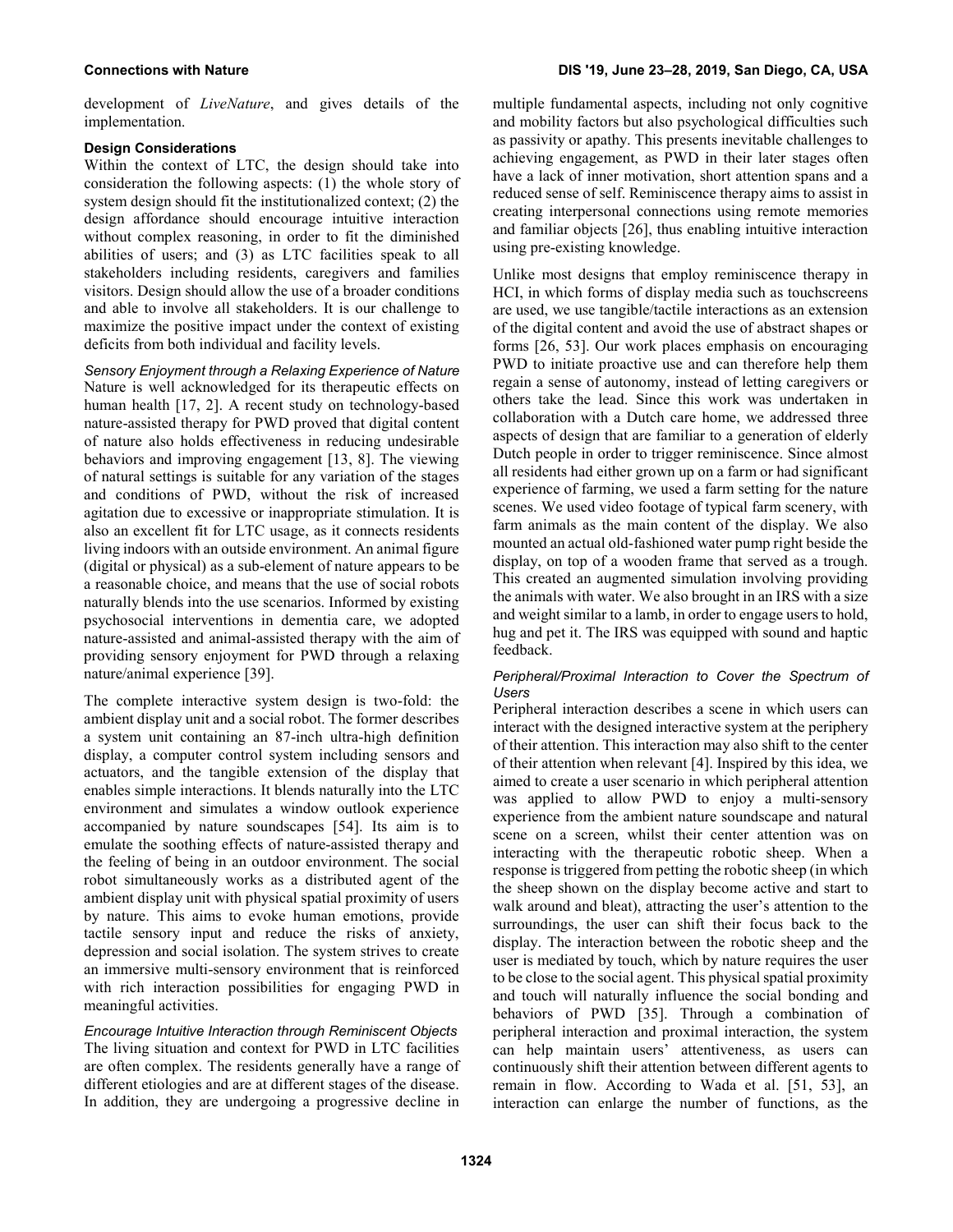development of *LiveNature*, and gives details of the implementation.

### Design Considerations

Within the context of LTC, the design should take into consideration the following aspects: (1) the whole story of system design should fit the institutionalized context; (2) the design affordance should encourage intuitive interaction without complex reasoning, in order to fit the diminished abilities of users; and (3) as LTC facilities speak to all stakeholders including residents, caregivers and families visitors. Design should allow the use of a broader conditions and able to involve all stakeholders. It is our challenge to maximize the positive impact under the context of existing deficits from both individual and facility levels.

#### *Sensory Enjoyment through a Relaxing Experience of Nature*

Nature is well acknowledged for its therapeutic effects on human health [17, 2]. A recent study on technology-based nature-assisted therapy for PWD proved that digital content of nature also holds effectiveness in reducing undesirable behaviors and improving engagement [13, 8]. The viewing of natural settings is suitable for any variation of the stages and conditions of PWD, without the risk of increased agitation due to excessive or inappropriate stimulation. It is also an excellent fit for LTC usage, as it connects residents living indoors with an outside environment. An animal figure (digital or physical) as a sub-element of nature appears to be a reasonable choice, and means that the use of social robots naturally blends into the use scenarios. Informed by existing psychosocial interventions in dementia care, we adopted nature-assisted and animal-assisted therapy with the aim of providing sensory enjoyment for PWD through a relaxing nature/animal experience [39].

The complete interactive system design is two-fold: the ambient display unit and a social robot. The former describes a system unit containing an 87-inch ultra-high definition display, a computer control system including sensors and actuators, and the tangible extension of the display that enables simple interactions. It blends naturally into the LTC environment and simulates a window outlook experience accompanied by nature soundscapes [54]. Its aim is to emulate the soothing effects of nature-assisted therapy and the feeling of being in an outdoor environment. The social robot simultaneously works as a distributed agent of the ambient display unit with physical spatial proximity of users by nature. This aims to evoke human emotions, provide tactile sensory input and reduce the risks of anxiety, depression and social isolation. The system strives to create an immersive multi-sensory environment that is reinforced with rich interaction possibilities for engaging PWD in meaningful activities.

#### *Encourage Intuitive Interaction through Reminiscent Objects*

The living situation and context for PWD in LTC facilities are often complex. The residents generally have a range of different etiologies and are at different stages of the disease. In addition, they are undergoing a progressive decline in multiple fundamental aspects, including not only cognitive and mobility factors but also psychological difficulties such as passivity or apathy. This presents inevitable challenges to achieving engagement, as PWD in their later stages often have a lack of inner motivation, short attention spans and a reduced sense of self. Reminiscence therapy aims to assist in creating interpersonal connections using remote memories and familiar objects [26], thus enabling intuitive interaction using pre-existing knowledge.

Unlike most designs that employ reminiscence therapy in HCI, in which forms of display media such as touchscreens are used, we use tangible/tactile interactions as an extension of the digital content and avoid the use of abstract shapes or forms [26, 53]. Our work places emphasis on encouraging PWD to initiate proactive use and can therefore help them regain a sense of autonomy, instead of letting caregivers or others take the lead. Since this work was undertaken in collaboration with a Dutch care home, we addressed three aspects of design that are familiar to a generation of elderly Dutch people in order to trigger reminiscence. Since almost all residents had either grown up on a farm or had significant experience of farming, we used a farm setting for the nature scenes. We used video footage of typical farm scenery, with farm animals as the main content of the display. We also mounted an actual old-fashioned water pump right beside the display, on top of a wooden frame that served as a trough. This created an augmented simulation involving providing the animals with water. We also brought in an IRS with a size and weight similar to a lamb, in order to engage users to hold, hug and pet it. The IRS was equipped with sound and haptic feedback.

#### *Peripheral/Proximal Interaction to Cover the Spectrum of Users*

Peripheral interaction describes a scene in which users can interact with the designed interactive system at the periphery of their attention. This interaction may also shift to the center of their attention when relevant [4]. Inspired by this idea, we aimed to create a user scenario in which peripheral attention was applied to allow PWD to enjoy a multi-sensory experience from the ambient nature soundscape and natural scene on a screen, whilst their center attention was on interacting with the therapeutic robotic sheep. When a response is triggered from petting the robotic sheep (in which the sheep shown on the display become active and start to walk around and bleat), attracting the user's attention to the surroundings, the user can shift their focus back to the display. The interaction between the robotic sheep and the user is mediated by touch, which by nature requires the user to be close to the social agent. This physical spatial proximity and touch will naturally influence the social bonding and behaviors of PWD [35]. Through a combination of peripheral interaction and proximal interaction, the system can help maintain users' attentiveness, as users can continuously shift their attention between different agents to remain in flow. According to Wada et al. [51, 53], an interaction can enlarge the number of functions, as the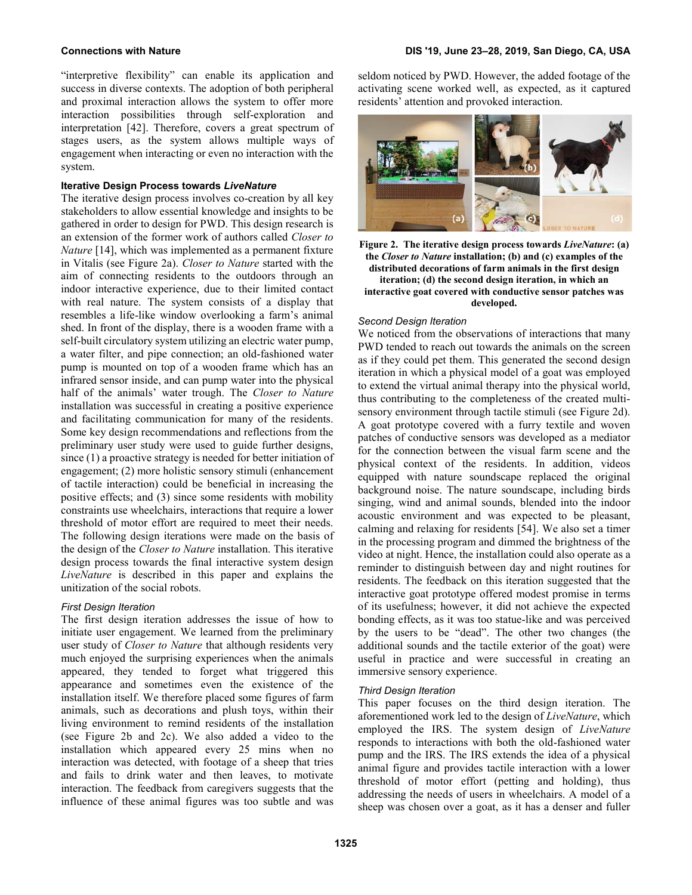"interpretive flexibility" can enable its application and success in diverse contexts. The adoption of both peripheral and proximal interaction allows the system to offer more interaction possibilities through self-exploration and interpretation [42]. Therefore, covers a great spectrum of stages users, as the system allows multiple ways of engagement when interacting or even no interaction with the system.

### Iterative Design Process towards *LiveNature*

The iterative design process involves co-creation by all key stakeholders to allow essential knowledge and insights to be gathered in order to design for PWD. This design research is an extension of the former work of authors called *Closer to Nature* [14], which was implemented as a permanent fixture in Vitalis (see Figure 2a). *Closer to Nature* started with the aim of connecting residents to the outdoors through an indoor interactive experience, due to their limited contact with real nature. The system consists of a display that resembles a life-like window overlooking a farm's animal shed. In front of the display, there is a wooden frame with a self-built circulatory system utilizing an electric water pump, a water filter, and pipe connection; an old-fashioned water pump is mounted on top of a wooden frame which has an infrared sensor inside, and can pump water into the physical half of the animals' water trough. The *Closer to Nature* installation was successful in creating a positive experience and facilitating communication for many of the residents. Some key design recommendations and reflections from the preliminary user study were used to guide further designs, since (1) a proactive strategy is needed for better initiation of engagement; (2) more holistic sensory stimuli (enhancement of tactile interaction) could be beneficial in increasing the positive effects; and (3) since some residents with mobility constraints use wheelchairs, interactions that require a lower threshold of motor effort are required to meet their needs. The following design iterations were made on the basis of the design of the *Closer to Nature* installation. This iterative design process towards the final interactive system design *LiveNature* is described in this paper and explains the unitization of the social robots.

#### *First Design Iteration*

The first design iteration addresses the issue of how to initiate user engagement. We learned from the preliminary user study of *Closer to Nature* that although residents very much enjoyed the surprising experiences when the animals appeared, they tended to forget what triggered this appearance and sometimes even the existence of the installation itself. We therefore placed some figures of farm animals, such as decorations and plush toys, within their living environment to remind residents of the installation (see Figure 2b and 2c). We also added a video to the installation which appeared every 25 mins when no interaction was detected, with footage of a sheep that tries and fails to drink water and then leaves, to motivate interaction. The feedback from caregivers suggests that the influence of these animal figures was too subtle and was seldom noticed by PWD. However, the added footage of the activating scene worked well, as expected, as it captured residents' attention and provoked interaction.

**Figure 2. The iterative design process towards *LiveNature*: (a) the *Closer to Nature* installation; (b) and (c) examples of the distributed decorations of farm animals in the first design iteration; (d) the second design iteration, in which an interactive goat covered with conductive sensor patches was developed.**

#### *Second Design Iteration*

We noticed from the observations of interactions that many PWD tended to reach out towards the animals on the screen as if they could pet them. This generated the second design iteration in which a physical model of a goat was employed to extend the virtual animal therapy into the physical world, thus contributing to the completeness of the created multi-sensory environment through tactile stimuli (see Figure 2d). A goat prototype covered with a furry textile and woven patches of conductive sensors was developed as a mediator for the connection between the visual farm scene and the physical context of the residents. In addition, videos equipped with nature soundscape replaced the original background noise. The nature soundscape, including birds singing, wind and animal sounds, blended into the indoor acoustic environment and was expected to be pleasant, calming and relaxing for residents [54]. We also set a timer in the processing program and dimmed the brightness of the video at night. Hence, the installation could also operate as a reminder to distinguish between day and night routines for residents. The feedback on this iteration suggested that the interactive goat prototype offered modest promise in terms of its usefulness; however, it did not achieve the expected bonding effects, as it was too statue-like and was perceived by the users to be "dead". The other two changes (the additional sounds and the tactile exterior of the goat) were useful in practice and were successful in creating an immersive sensory experience.

#### *Third Design Iteration*

This paper focuses on the third design iteration. The aforementioned work led to the design of *LiveNature*, which employed the IRS. The system design of *LiveNature* responds to interactions with both the old-fashioned water pump and the IRS. The IRS extends the idea of a physical animal figure and provides tactile interaction with a lower threshold of motor effort (petting and holding), thus addressing the needs of users in wheelchairs. A model of a sheep was chosen over a goat, as it has a denser and fuller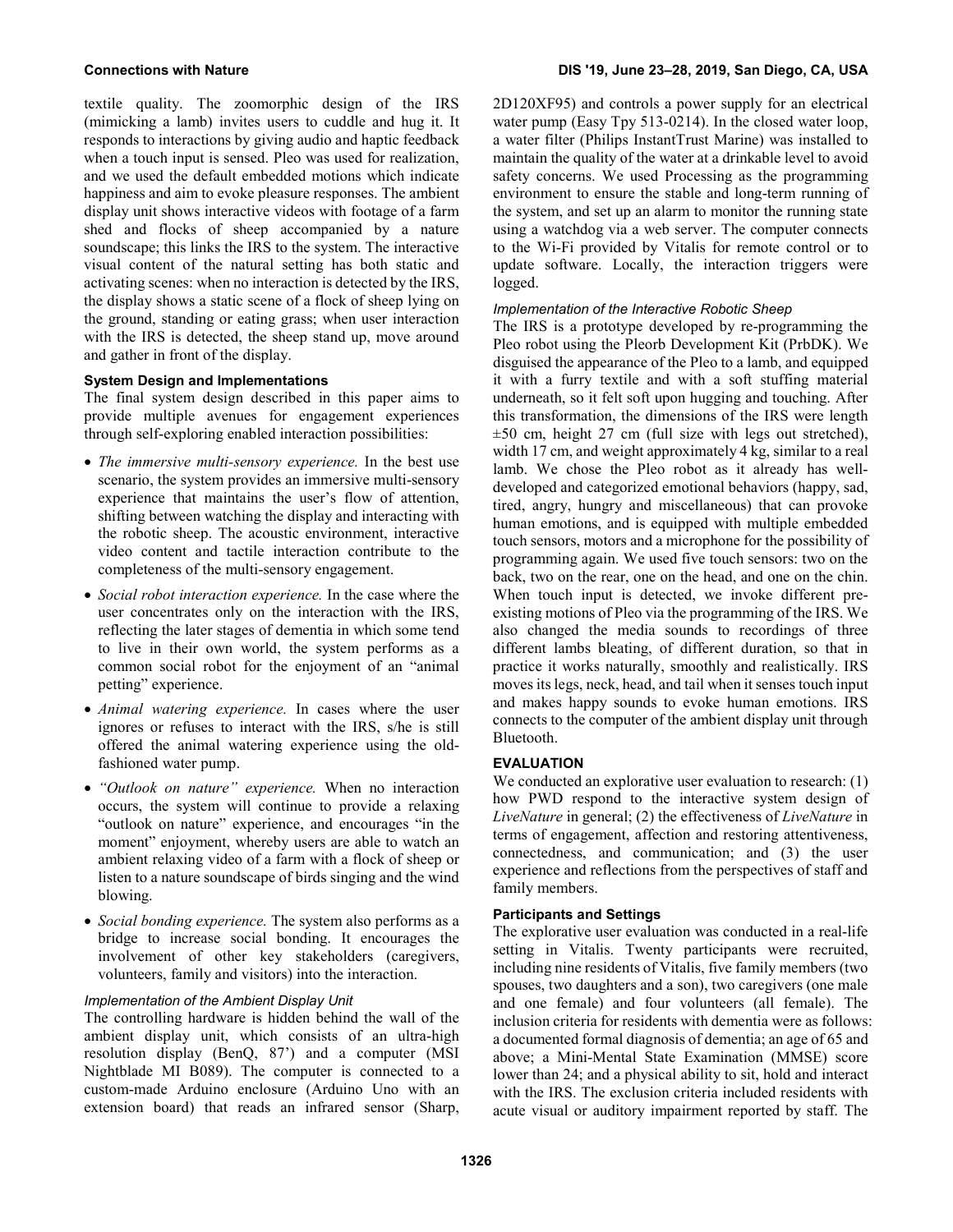textile quality. The zoomorphic design of the IRS (mimicking a lamb) invites users to cuddle and hug it. It responds to interactions by giving audio and haptic feedback when a touch input is sensed. Pleo was used for realization, and we used the default embedded motions which indicate happiness and aim to evoke pleasure responses. The ambient display unit shows interactive videos with footage of a farm shed and flocks of sheep accompanied by a nature soundscape; this links the IRS to the system. The interactive visual content of the natural setting has both static and activating scenes: when no interaction is detected by the IRS, the display shows a static scene of a flock of sheep lying on the ground, standing or eating grass; when user interaction with the IRS is detected, the sheep stand up, move around and gather in front of the display.

### System Design and Implementations

The final system design described in this paper aims to provide multiple avenues for engagement experiences through self-exploring enabled interaction possibilities:

- *The immersive multi-sensory experience.* In the best use scenario, the system provides an immersive multi-sensory experience that maintains the user's flow of attention, shifting between watching the display and interacting with the robotic sheep. The acoustic environment, interactive video content and tactile interaction contribute to the completeness of the multi-sensory engagement.
- *Social robot interaction experience.* In the case where the user concentrates only on the interaction with the IRS, reflecting the later stages of dementia in which some tend to live in their own world, the system performs as a common social robot for the enjoyment of an "animal petting" experience.
- *Animal watering experience.* In cases where the user ignores or refuses to interact with the IRS, s/he is still offered the animal watering experience using the old-fashioned water pump.
- *"Outlook on nature" experience.* When no interaction occurs, the system will continue to provide a relaxing "outlook on nature" experience, and encourages "in the moment" enjoyment, whereby users are able to watch an ambient relaxing video of a farm with a flock of sheep or listen to a nature soundscape of birds singing and the wind blowing.
- *Social bonding experience.* The system also performs as a bridge to increase social bonding. It encourages the involvement of other key stakeholders (caregivers, volunteers, family and visitors) into the interaction.

#### *Implementation of the Ambient Display Unit*

The controlling hardware is hidden behind the wall of the ambient display unit, which consists of an ultra-high resolution display (BenQ, 87') and a computer (MSI Nightblade MI B089). The computer is connected to a custom-made Arduino enclosure (Arduino Uno with an extension board) that reads an infrared sensor (Sharp, 2D120XF95) and controls a power supply for an electrical water pump (Easy Tpy 513-0214). In the closed water loop, a water filter (Philips InstantTrust Marine) was installed to maintain the quality of the water at a drinkable level to avoid safety concerns. We used Processing as the programming environment to ensure the stable and long-term running of the system, and set up an alarm to monitor the running state using a watchdog via a web server. The computer connects to the Wi-Fi provided by Vitalis for remote control or to update software. Locally, the interaction triggers were logged.

#### *Implementation of the Interactive Robotic Sheep*

The IRS is a prototype developed by re-programming the Pleo robot using the Pleorb Development Kit (PrbDK). We disguised the appearance of the Pleo to a lamb, and equipped it with a furry textile and with a soft stuffing material underneath, so it felt soft upon hugging and touching. After this transformation, the dimensions of the IRS were length ±50 cm, height 27 cm (full size with legs out stretched), width 17 cm, and weight approximately 4 kg, similar to a real lamb. We chose the Pleo robot as it already has well-developed and categorized emotional behaviors (happy, sad, tired, angry, hungry and miscellaneous) that can provoke human emotions, and is equipped with multiple embedded touch sensors, motors and a microphone for the possibility of programming again. We used five touch sensors: two on the back, two on the rear, one on the head, and one on the chin. When touch input is detected, we invoke different pre-existing motions of Pleo via the programming of the IRS. We also changed the media sounds to recordings of three different lambs bleating, of different duration, so that in practice it works naturally, smoothly and realistically. IRS moves its legs, neck, head, and tail when it senses touch input and makes happy sounds to evoke human emotions. IRS connects to the computer of the ambient display unit through Bluetooth.

## EVALUATION

We conducted an explorative user evaluation to research: (1) how PWD respond to the interactive system design of *LiveNature* in general; (2) the effectiveness of *LiveNature* in terms of engagement, affection and restoring attentiveness, connectedness, and communication; and (3) the user experience and reflections from the perspectives of staff and family members.

### Participants and Settings

The explorative user evaluation was conducted in a real-life setting in Vitalis. Twenty participants were recruited, including nine residents of Vitalis, five family members (two spouses, two daughters and a son), two caregivers (one male and one female) and four volunteers (all female). The inclusion criteria for residents with dementia were as follows: a documented formal diagnosis of dementia; an age of 65 and above; a Mini-Mental State Examination (MMSE) score lower than 24; and a physical ability to sit, hold and interact with the IRS. The exclusion criteria included residents with acute visual or auditory impairment reported by staff. The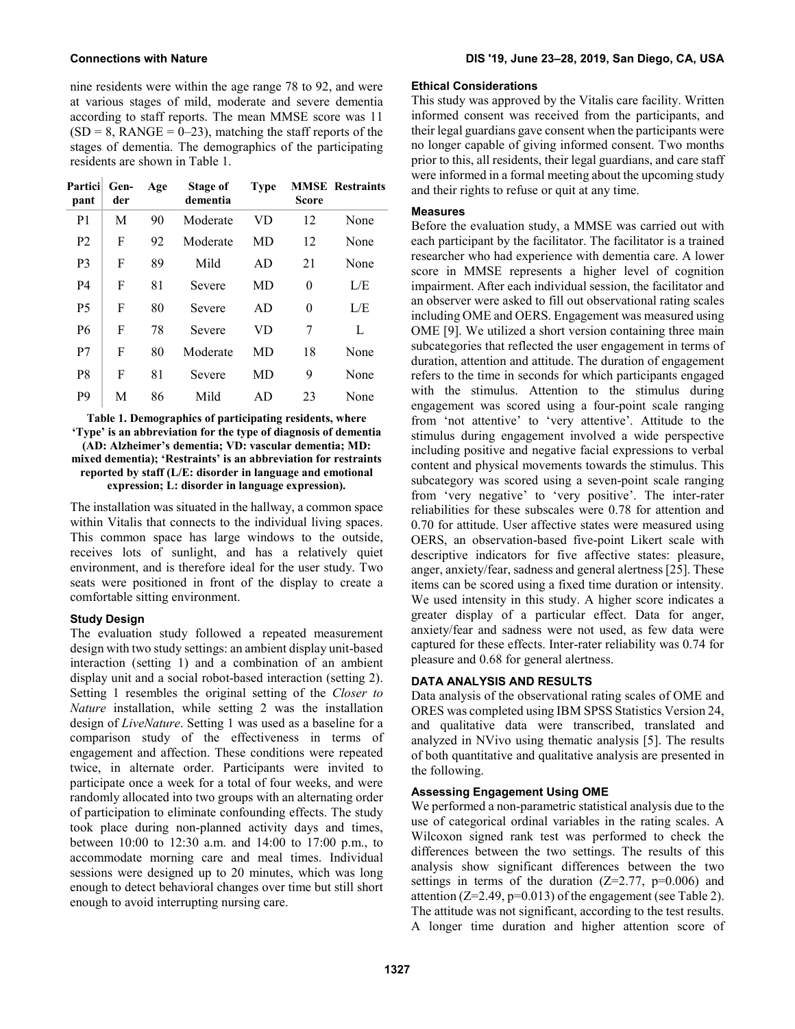nine residents were within the age range 78 to 92, and were at various stages of mild, moderate and severe dementia according to staff reports. The mean MMSE score was 11 (SD = 8, RANGE = 0–23), matching the staff reports of the stages of dementia. The demographics of the participating residents are shown in Table 1.

| Participant | Gender | Age | Stage of dementia | Type | MMSE Score | Restraints |
|---|---|---|---|---|---|---|
| P1 | M | 90 | Moderate | VD | 12 | None |
| P2 | F | 92 | Moderate | MD | 12 | None |
| P3 | F | 89 | Mild | AD | 21 | None |
| P4 | F | 81 | Severe | MD | 0 | L/E |
| P5 | F | 80 | Severe | AD | 0 | L/E |
| P6 | F | 78 | Severe | VD | 7 | L |
| P7 | F | 80 | Moderate | MD | 18 | None |
| P8 | F | 81 | Severe | MD | 9 | None |
| P9 | M | 86 | Mild | AD | 23 | None |

**Table 1. Demographics of participating residents, where 'Type' is an abbreviation for the type of diagnosis of dementia (AD: Alzheimer's dementia; VD: vascular dementia; MD: mixed dementia); 'Restraints' is an abbreviation for restraints reported by staff (L/E: disorder in language and emotional expression; L: disorder in language expression).**

The installation was situated in the hallway, a common space within Vitalis that connects to the individual living spaces. This common space has large windows to the outside, receives lots of sunlight, and has a relatively quiet environment, and is therefore ideal for the user study. Two seats were positioned in front of the display to create a comfortable sitting environment.

### Study Design

The evaluation study followed a repeated measurement design with two study settings: an ambient display unit-based interaction (setting 1) and a combination of an ambient display unit and a social robot-based interaction (setting 2). Setting 1 resembles the original setting of the *Closer to Nature* installation, while setting 2 was the installation design of *LiveNature*. Setting 1 was used as a baseline for a comparison study of the effectiveness in terms of engagement and affection. These conditions were repeated twice, in alternate order. Participants were invited to participate once a week for a total of four weeks, and were randomly allocated into two groups with an alternating order of participation to eliminate confounding effects. The study took place during non-planned activity days and times, between 10:00 to 12:30 a.m. and 14:00 to 17:00 p.m., to accommodate morning care and meal times. Individual sessions were designed up to 20 minutes, which was long enough to detect behavioral changes over time but still short enough to avoid interrupting nursing care.

### Ethical Considerations

This study was approved by the Vitalis care facility. Written informed consent was received from the participants, and their legal guardians gave consent when the participants were no longer capable of giving informed consent. Two months prior to this, all residents, their legal guardians, and care staff were informed in a formal meeting about the upcoming study and their rights to refuse or quit at any time.

### Measures

Before the evaluation study, a MMSE was carried out with each participant by the facilitator. The facilitator is a trained researcher who had experience with dementia care. A lower score in MMSE represents a higher level of cognition impairment. After each individual session, the facilitator and an observer were asked to fill out observational rating scales including OME and OERS. Engagement was measured using OME [9]. We utilized a short version containing three main subcategories that reflected the user engagement in terms of duration, attention and attitude. The duration of engagement refers to the time in seconds for which participants engaged with the stimulus. Attention to the stimulus during engagement was scored using a four-point scale ranging from 'not attentive' to 'very attentive'. Attitude to the stimulus during engagement involved a wide perspective including positive and negative facial expressions to verbal content and physical movements towards the stimulus. This subcategory was scored using a seven-point scale ranging from 'very negative' to 'very positive'. The inter-rater reliabilities for these subscales were 0.78 for attention and 0.70 for attitude. User affective states were measured using OERS, an observation-based five-point Likert scale with descriptive indicators for five affective states: pleasure, anger, anxiety/fear, sadness and general alertness [25]. These items can be scored using a fixed time duration or intensity. We used intensity in this study. A higher score indicates a greater display of a particular effect. Data for anger, anxiety/fear and sadness were not used, as few data were captured for these effects. Inter-rater reliability was 0.74 for pleasure and 0.68 for general alertness.

## DATA ANALYSIS AND RESULTS

Data analysis of the observational rating scales of OME and ORES was completed using IBM SPSS Statistics Version 24, and qualitative data were transcribed, translated and analyzed in NVivo using thematic analysis [5]. The results of both quantitative and qualitative analysis are presented in the following.

### Assessing Engagement Using OME

We performed a non-parametric statistical analysis due to the use of categorical ordinal variables in the rating scales. A Wilcoxon signed rank test was performed to check the differences between the two settings. The results of this analysis show significant differences between the two settings in terms of the duration ($Z=2.77$, $p=0.006$) and attention ($Z=2.49$, $p=0.013$) of the engagement (see Table 2). The attitude was not significant, according to the test results. A longer time duration and higher attention score of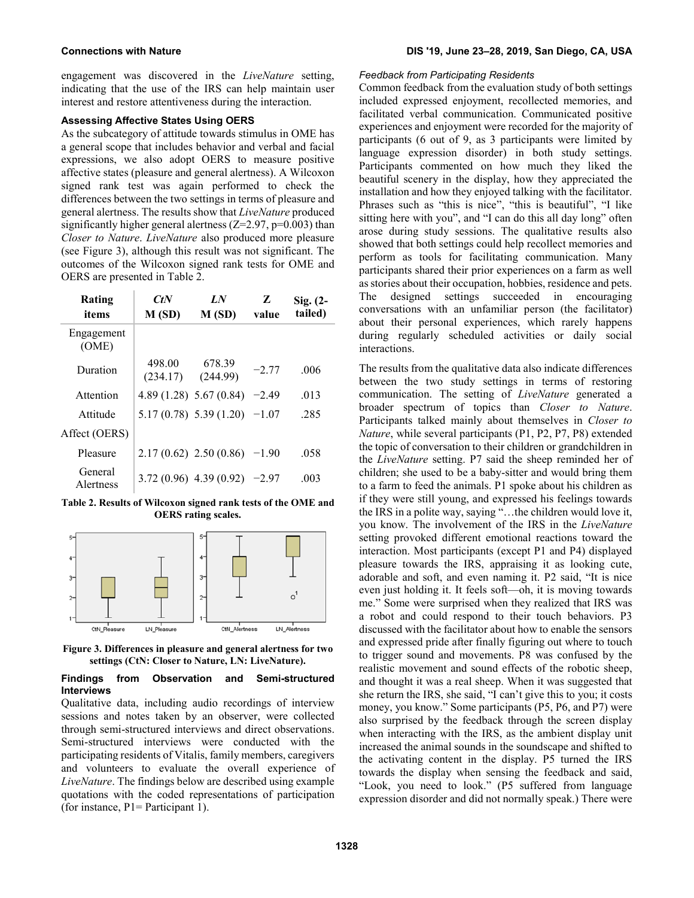engagement was discovered in the *LiveNature* setting, indicating that the use of the IRS can help maintain user interest and restore attentiveness during the interaction.

### Assessing Affective States Using OERS

As the subcategory of attitude towards stimulus in OME has a general scope that includes behavior and verbal and facial expressions, we also adopt OERS to measure positive affective states (pleasure and general alertness). A Wilcoxon signed rank test was again performed to check the differences between the two settings in terms of pleasure and general alertness. The results show that *LiveNature* produced significantly higher general alertness ($Z=2.97$, $p=0.003$) than *Closer to Nature*. *LiveNature* also produced more pleasure (see Figure 3), although this result was not significant. The outcomes of the Wilcoxon signed rank tests for OME and OERS are presented in Table 2.

| Rating items | *CtN* M (SD) | *LN* M (SD) | Z value | Sig. (2-tailed) |
|---|---|---|---|---|
| Engagement (OME) | | | | |
| Duration | 498.00 (234.17) | 678.39 (244.99) | −2.77 | .006 |
| Attention | 4.89 (1.28) | 5.67 (0.84) | −2.49 | .013 |
| Attitude | 5.17 (0.78) | 5.39 (1.20) | −1.07 | .285 |
| Affect (OERS) | | | | |
| Pleasure | 2.17 (0.62) | 2.50 (0.86) | −1.90 | .058 |
| General Alertness | 3.72 (0.96) | 4.39 (0.92) | −2.97 | .003 |

**Table 2. Results of Wilcoxon signed rank tests of the OME and OERS rating scales.**

**Figure 3. Differences in pleasure and general alertness for two settings (CtN: Closer to Nature, LN: LiveNature).**

### Findings from Observation and Semi-structured Interviews

Qualitative data, including audio recordings of interview sessions and notes taken by an observer, were collected through semi-structured interviews and direct observations. Semi-structured interviews were conducted with the participating residents of Vitalis, family members, caregivers and volunteers to evaluate the overall experience of *LiveNature*. The findings below are described using example quotations with the coded representations of participation (for instance, P1= Participant 1).

#### *Feedback from Participating Residents*

Common feedback from the evaluation study of both settings included expressed enjoyment, recollected memories, and facilitated verbal communication. Communicated positive experiences and enjoyment were recorded for the majority of participants (6 out of 9, as 3 participants were limited by language expression disorder) in both study settings. Participants commented on how much they liked the beautiful scenery in the display, how they appreciated the installation and how they enjoyed talking with the facilitator. Phrases such as "this is nice", "this is beautiful", "I like sitting here with you", and "I can do this all day long" often arose during study sessions. The qualitative results also showed that both settings could help recollect memories and perform as tools for facilitating communication. Many participants shared their prior experiences on a farm as well as stories about their occupation, hobbies, residence and pets. The designed settings succeeded in encouraging conversations with an unfamiliar person (the facilitator) about their personal experiences, which rarely happens during regularly scheduled activities or daily social interactions.

The results from the qualitative data also indicate differences between the two study settings in terms of restoring communication. The setting of *LiveNature* generated a broader spectrum of topics than *Closer to Nature*. Participants talked mainly about themselves in *Closer to Nature*, while several participants (P1, P2, P7, P8) extended the topic of conversation to their children or grandchildren in the *LiveNature* setting. P7 said the sheep reminded her of children; she used to be a baby-sitter and would bring them to a farm to feed the animals. P1 spoke about his children as if they were still young, and expressed his feelings towards the IRS in a polite way, saying "…the children would love it, you know. The involvement of the IRS in the *LiveNature* setting provoked different emotional reactions toward the interaction. Most participants (except P1 and P4) displayed pleasure towards the IRS, appraising it as looking cute, adorable and soft, and even naming it. P2 said, "It is nice even just holding it. It feels soft—oh, it is moving towards me." Some were surprised when they realized that IRS was a robot and could respond to their touch behaviors. P3 discussed with the facilitator about how to enable the sensors and expressed pride after finally figuring out where to touch to trigger sound and movements. P8 was confused by the realistic movement and sound effects of the robotic sheep, and thought it was a real sheep. When it was suggested that she return the IRS, she said, "I can't give this to you; it costs money, you know." Some participants (P5, P6, and P7) were also surprised by the feedback through the screen display when interacting with the IRS, as the ambient display unit increased the animal sounds in the soundscape and shifted to the activating content in the display. P5 turned the IRS towards the display when sensing the feedback and said, "Look, you need to look." (P5 suffered from language expression disorder and did not normally speak.) There were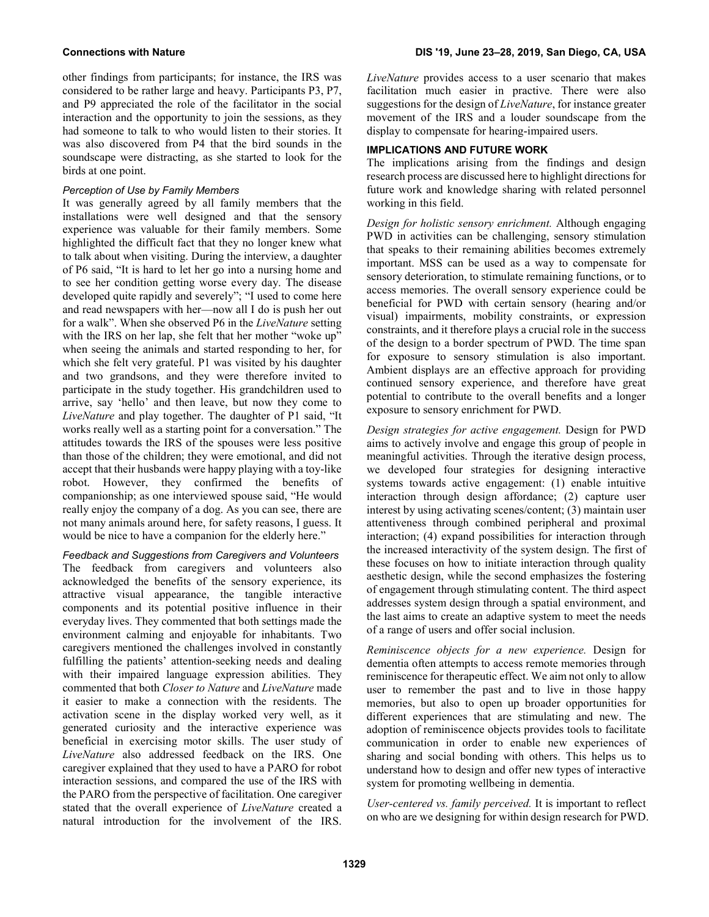other findings from participants; for instance, the IRS was considered to be rather large and heavy. Participants P3, P7, and P9 appreciated the role of the facilitator in the social interaction and the opportunity to join the sessions, as they had someone to talk to who would listen to their stories. It was also discovered from P4 that the bird sounds in the soundscape were distracting, as she started to look for the birds at one point.

### *Perception of Use by Family Members*

It was generally agreed by all family members that the installations were well designed and that the sensory experience was valuable for their family members. Some highlighted the difficult fact that they no longer knew what to talk about when visiting. During the interview, a daughter of P6 said, "It is hard to let her go into a nursing home and to see her condition getting worse every day. The disease developed quite rapidly and severely"; "I used to come here and read newspapers with her—now all I do is push her out for a walk". When she observed P6 in the *LiveNature* setting with the IRS on her lap, she felt that her mother "woke up" when seeing the animals and started responding to her, for which she felt very grateful. P1 was visited by his daughter and two grandsons, and they were therefore invited to participate in the study together. His grandchildren used to arrive, say 'hello' and then leave, but now they come to *LiveNature* and play together. The daughter of P1 said, "It works really well as a starting point for a conversation." The attitudes towards the IRS of the spouses were less positive than those of the children; they were emotional, and did not accept that their husbands were happy playing with a toy-like robot. However, they confirmed the benefits of companionship; as one interviewed spouse said, "He would really enjoy the company of a dog. As you can see, there are not many animals around here, for safety reasons, I guess. It would be nice to have a companion for the elderly here."

### *Feedback and Suggestions from Caregivers and Volunteers*

The feedback from caregivers and volunteers also acknowledged the benefits of the sensory experience, its attractive visual appearance, the tangible interactive components and its potential positive influence in their everyday lives. They commented that both settings made the environment calming and enjoyable for inhabitants. Two caregivers mentioned the challenges involved in constantly fulfilling the patients' attention-seeking needs and dealing with their impaired language expression abilities. They commented that both *Closer to Nature* and *LiveNature* made it easier to make a connection with the residents. The activation scene in the display worked very well, as it generated curiosity and the interactive experience was beneficial in exercising motor skills. The user study of *LiveNature* also addressed feedback on the IRS. One caregiver explained that they used to have a PARO for robot interaction sessions, and compared the use of the IRS with the PARO from the perspective of facilitation. One caregiver stated that the overall experience of *LiveNature* created a natural introduction for the involvement of the IRS. *LiveNature* provides access to a user scenario that makes facilitation much easier in practive. There were also suggestions for the design of *LiveNature*, for instance greater movement of the IRS and a louder soundscape from the display to compensate for hearing-impaired users.

## IMPLICATIONS AND FUTURE WORK

The implications arising from the findings and design research process are discussed here to highlight directions for future work and knowledge sharing with related personnel working in this field.

*Design for holistic sensory enrichment.* Although engaging PWD in activities can be challenging, sensory stimulation that speaks to their remaining abilities becomes extremely important. MSS can be used as a way to compensate for sensory deterioration, to stimulate remaining functions, or to access memories. The overall sensory experience could be beneficial for PWD with certain sensory (hearing and/or visual) impairments, mobility constraints, or expression constraints, and it therefore plays a crucial role in the success of the design to a border spectrum of PWD. The time span for exposure to sensory stimulation is also important. Ambient displays are an effective approach for providing continued sensory experience, and therefore have great potential to contribute to the overall benefits and a longer exposure to sensory enrichment for PWD.

*Design strategies for active engagement.* Design for PWD aims to actively involve and engage this group of people in meaningful activities. Through the iterative design process, we developed four strategies for designing interactive systems towards active engagement: (1) enable intuitive interaction through design affordance; (2) capture user interest by using activating scenes/content; (3) maintain user attentiveness through combined peripheral and proximal interaction; (4) expand possibilities for interaction through the increased interactivity of the system design. The first of these focuses on how to initiate interaction through quality aesthetic design, while the second emphasizes the fostering of engagement through stimulating content. The third aspect addresses system design through a spatial environment, and the last aims to create an adaptive system to meet the needs of a range of users and offer social inclusion.

*Reminiscence objects for a new experience.* Design for dementia often attempts to access remote memories through reminiscence for therapeutic effect. We aim not only to allow user to remember the past and to live in those happy memories, but also to open up broader opportunities for different experiences that are stimulating and new. The adoption of reminiscence objects provides tools to facilitate communication in order to enable new experiences of sharing and social bonding with others. This helps us to understand how to design and offer new types of interactive system for promoting wellbeing in dementia.

*User-centered vs. family perceived.* It is important to reflect on who are we designing for within design research for PWD.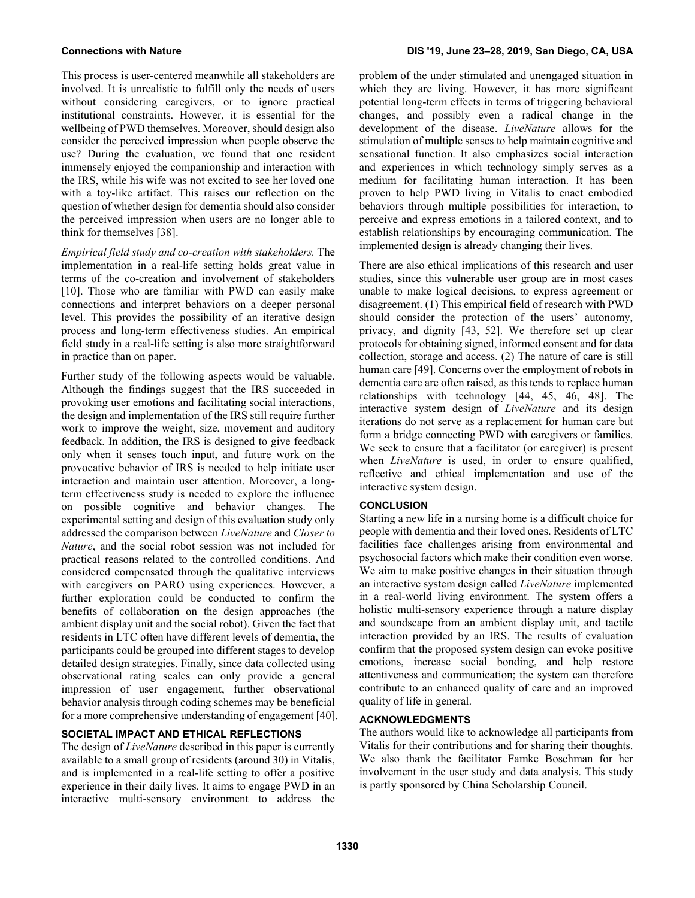This process is user-centered meanwhile all stakeholders are involved. It is unrealistic to fulfill only the needs of users without considering caregivers, or to ignore practical institutional constraints. However, it is essential for the wellbeing of PWD themselves. Moreover, should design also consider the perceived impression when people observe the use? During the evaluation, we found that one resident immensely enjoyed the companionship and interaction with the IRS, while his wife was not excited to see her loved one with a toy-like artifact. This raises our reflection on the question of whether design for dementia should also consider the perceived impression when users are no longer able to think for themselves [38].

*Empirical field study and co-creation with stakeholders.* The implementation in a real-life setting holds great value in terms of the co-creation and involvement of stakeholders [10]. Those who are familiar with PWD can easily make connections and interpret behaviors on a deeper personal level. This provides the possibility of an iterative design process and long-term effectiveness studies. An empirical field study in a real-life setting is also more straightforward in practice than on paper.

Further study of the following aspects would be valuable. Although the findings suggest that the IRS succeeded in provoking user emotions and facilitating social interactions, the design and implementation of the IRS still require further work to improve the weight, size, movement and auditory feedback. In addition, the IRS is designed to give feedback only when it senses touch input, and future work on the provocative behavior of IRS is needed to help initiate user interaction and maintain user attention. Moreover, a long-term effectiveness study is needed to explore the influence on possible cognitive and behavior changes. The experimental setting and design of this evaluation study only addressed the comparison between *LiveNature* and *Closer to Nature*, and the social robot session was not included for practical reasons related to the controlled conditions. And considered compensated through the qualitative interviews with caregivers on PARO using experiences. However, a further exploration could be conducted to confirm the benefits of collaboration on the design approaches (the ambient display unit and the social robot). Given the fact that residents in LTC often have different levels of dementia, the participants could be grouped into different stages to develop detailed design strategies. Finally, since data collected using observational rating scales can only provide a general impression of user engagement, further observational behavior analysis through coding schemes may be beneficial for a more comprehensive understanding of engagement [40].

## SOCIETAL IMPACT AND ETHICAL REFLECTIONS

The design of *LiveNature* described in this paper is currently available to a small group of residents (around 30) in Vitalis, and is implemented in a real-life setting to offer a positive experience in their daily lives. It aims to engage PWD in an interactive multi-sensory environment to address the problem of the under stimulated and unengaged situation in which they are living. However, it has more significant potential long-term effects in terms of triggering behavioral changes, and possibly even a radical change in the development of the disease. *LiveNature* allows for the stimulation of multiple senses to help maintain cognitive and sensational function. It also emphasizes social interaction and experiences in which technology simply serves as a medium for facilitating human interaction. It has been proven to help PWD living in Vitalis to enact embodied behaviors through multiple possibilities for interaction, to perceive and express emotions in a tailored context, and to establish relationships by encouraging communication. The implemented design is already changing their lives.

There are also ethical implications of this research and user studies, since this vulnerable user group are in most cases unable to make logical decisions, to express agreement or disagreement. (1) This empirical field of research with PWD should consider the protection of the users' autonomy, privacy, and dignity [43, 52]. We therefore set up clear protocols for obtaining signed, informed consent and for data collection, storage and access. (2) The nature of care is still human care [49]. Concerns over the employment of robots in dementia care are often raised, as this tends to replace human relationships with technology [44, 45, 46, 48]. The interactive system design of *LiveNature* and its design iterations do not serve as a replacement for human care but form a bridge connecting PWD with caregivers or families. We seek to ensure that a facilitator (or caregiver) is present when *LiveNature* is used, in order to ensure qualified, reflective and ethical implementation and use of the interactive system design.

## CONCLUSION

Starting a new life in a nursing home is a difficult choice for people with dementia and their loved ones. Residents of LTC facilities face challenges arising from environmental and psychosocial factors which make their condition even worse. We aim to make positive changes in their situation through an interactive system design called *LiveNature* implemented in a real-world living environment. The system offers a holistic multi-sensory experience through a nature display and soundscape from an ambient display unit, and tactile interaction provided by an IRS. The results of evaluation confirm that the proposed system design can evoke positive emotions, increase social bonding, and help restore attentiveness and communication; the system can therefore contribute to an enhanced quality of care and an improved quality of life in general.

## ACKNOWLEDGMENTS

The authors would like to acknowledge all participants from Vitalis for their contributions and for sharing their thoughts. We also thank the facilitator Famke Boschman for her involvement in the user study and data analysis. This study is partly sponsored by China Scholarship Council.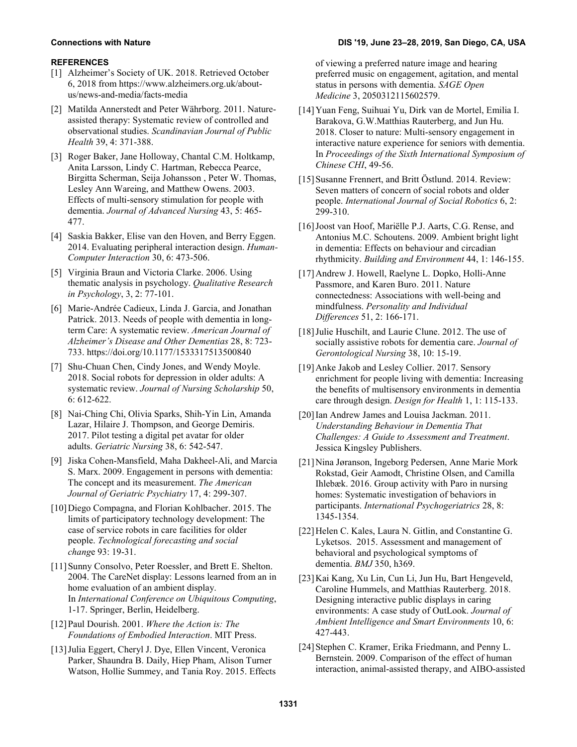## REFERENCES

[1] Alzheimer's Society of UK. 2018. Retrieved October 6, 2018 from https://www.alzheimers.org.uk/about-us/news-and-media/facts-media

[2] Matilda Annerstedt and Peter Währborg. 2011. Nature-assisted therapy: Systematic review of controlled and observational studies. *Scandinavian Journal of Public Health* 39, 4: 371-388.

[3] Roger Baker, Jane Holloway, Chantal C.M. Holtkamp, Anita Larsson, Lindy C. Hartman, Rebecca Pearce, Birgitta Scherman, Seija Johansson , Peter W. Thomas, Lesley Ann Wareing, and Matthew Owens. 2003. Effects of multi-sensory stimulation for people with dementia. *Journal of Advanced Nursing* 43, 5: 465-477.

[4] Saskia Bakker, Elise van den Hoven, and Berry Eggen. 2014. Evaluating peripheral interaction design. *Human-Computer Interaction* 30, 6: 473-506.

[5] Virginia Braun and Victoria Clarke. 2006. Using thematic analysis in psychology. *Qualitative Research in Psychology*, 3, 2: 77-101.

[6] Marie-Andrée Cadieux, Linda J. Garcia, and Jonathan Patrick. 2013. Needs of people with dementia in long-term Care: A systematic review. *American Journal of Alzheimer's Disease and Other Dementias* 28, 8: 723-733. https://doi.org/10.1177/1533317513500840

[7] Shu-Chuan Chen, Cindy Jones, and Wendy Moyle. 2018. Social robots for depression in older adults: A systematic review. *Journal of Nursing Scholarship* 50, 6: 612-622.

[8] Nai-Ching Chi, Olivia Sparks, Shih-Yin Lin, Amanda Lazar, Hilaire J. Thompson, and George Demiris. 2017. Pilot testing a digital pet avatar for older adults. *Geriatric Nursing* 38, 6: 542-547.

[9] Jiska Cohen-Mansfield, Maha Dakheel-Ali, and Marcia S. Marx. 2009. Engagement in persons with dementia: The concept and its measurement. *The American Journal of Geriatric Psychiatry* 17, 4: 299-307.

[10] Diego Compagna, and Florian Kohlbacher. 2015. The limits of participatory technology development: The case of service robots in care facilities for older people. *Technological forecasting and social change* 93: 19-31.

[11] Sunny Consolvo, Peter Roessler, and Brett E. Shelton. 2004. The CareNet display: Lessons learned from an in home evaluation of an ambient display. In *International Conference on Ubiquitous Computing*, 1-17. Springer, Berlin, Heidelberg.

[12] Paul Dourish. 2001. *Where the Action is: The Foundations of Embodied Interaction*. MIT Press.

[13] Julia Eggert, Cheryl J. Dye, Ellen Vincent, Veronica Parker, Shaundra B. Daily, Hiep Pham, Alison Turner Watson, Hollie Summey, and Tania Roy. 2015. Effects of viewing a preferred nature image and hearing preferred music on engagement, agitation, and mental status in persons with dementia. *SAGE Open Medicine* 3, 2050312115602579.

[14] Yuan Feng, Suihuai Yu, Dirk van de Mortel, Emilia I. Barakova, G.W.Matthias Rauterberg, and Jun Hu. 2018. Closer to nature: Multi-sensory engagement in interactive nature experience for seniors with dementia. In *Proceedings of the Sixth International Symposium of Chinese CHI*, 49-56.

[15] Susanne Frennert, and Britt Östlund. 2014. Review: Seven matters of concern of social robots and older people. *International Journal of Social Robotics* 6, 2: 299-310.

[16] Joost van Hoof, Mariëlle P.J. Aarts, C.G. Rense, and Antonius M.C. Schoutens. 2009. Ambient bright light in dementia: Effects on behaviour and circadian rhythmicity. *Building and Environment* 44, 1: 146-155.

[17] Andrew J. Howell, Raelyne L. Dopko, Holli-Anne Passmore, and Karen Buro. 2011. Nature connectedness: Associations with well-being and mindfulness. *Personality and Individual Differences* 51, 2: 166-171.

[18] Julie Huschilt, and Laurie Clune. 2012. The use of socially assistive robots for dementia care. *Journal of Gerontological Nursing* 38, 10: 15-19.

[19] Anke Jakob and Lesley Collier. 2017. Sensory enrichment for people living with dementia: Increasing the benefits of multisensory environments in dementia care through design. *Design for Health* 1, 1: 115-133.

[20] Ian Andrew James and Louisa Jackman. 2011. *Understanding Behaviour in Dementia That Challenges: A Guide to Assessment and Treatment*. Jessica Kingsley Publishers.

[21] Nina Jøranson, Ingeborg Pedersen, Anne Marie Mork Rokstad, Geir Aamodt, Christine Olsen, and Camilla Ihlebæk. 2016. Group activity with Paro in nursing homes: Systematic investigation of behaviors in participants. *International Psychogeriatrics* 28, 8: 1345-1354.

[22] Helen C. Kales, Laura N. Gitlin, and Constantine G. Lyketsos. 2015. Assessment and management of behavioral and psychological symptoms of dementia. *BMJ* 350, h369.

[23] Kai Kang, Xu Lin, Cun Li, Jun Hu, Bart Hengeveld, Caroline Hummels, and Matthias Rauterberg. 2018. Designing interactive public displays in caring environments: A case study of OutLook. *Journal of Ambient Intelligence and Smart Environments* 10, 6: 427-443.

[24] Stephen C. Kramer, Erika Friedmann, and Penny L. Bernstein. 2009. Comparison of the effect of human interaction, animal-assisted therapy, and AIBO-assisted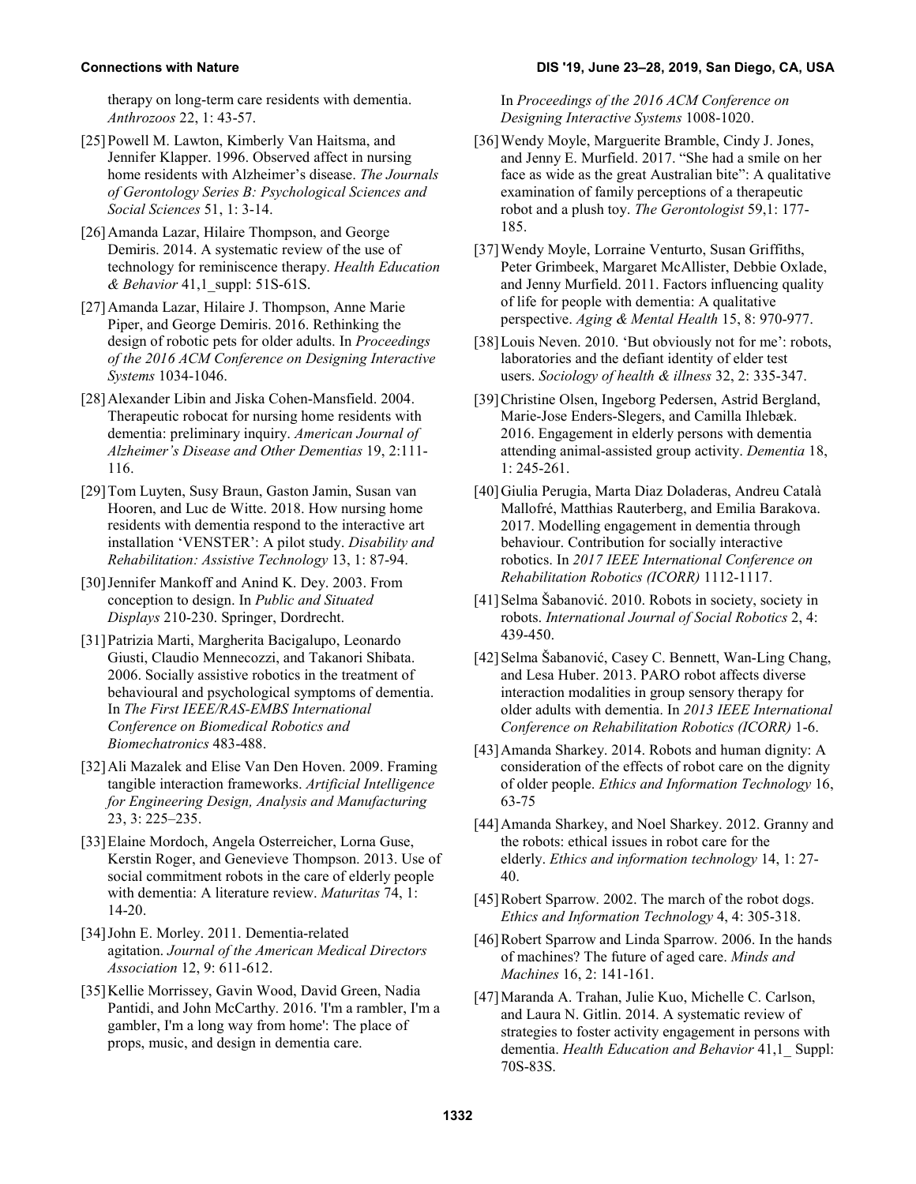therapy on long-term care residents with dementia. *Anthrozoos* 22, 1: 43-57.

[25] Powell M. Lawton, Kimberly Van Haitsma, and Jennifer Klapper. 1996. Observed affect in nursing home residents with Alzheimer's disease. *The Journals of Gerontology Series B: Psychological Sciences and Social Sciences* 51, 1: 3-14.

[26] Amanda Lazar, Hilaire Thompson, and George Demiris. 2014. A systematic review of the use of technology for reminiscence therapy. *Health Education & Behavior* 41,1_suppl: 51S-61S.

[27] Amanda Lazar, Hilaire J. Thompson, Anne Marie Piper, and George Demiris. 2016. Rethinking the design of robotic pets for older adults. In *Proceedings of the 2016 ACM Conference on Designing Interactive Systems* 1034-1046.

[28] Alexander Libin and Jiska Cohen-Mansfield. 2004. Therapeutic robocat for nursing home residents with dementia: preliminary inquiry. *American Journal of Alzheimer's Disease and Other Dementias* 19, 2:111-116.

[29] Tom Luyten, Susy Braun, Gaston Jamin, Susan van Hooren, and Luc de Witte. 2018. How nursing home residents with dementia respond to the interactive art installation 'VENSTER': A pilot study. *Disability and Rehabilitation: Assistive Technology* 13, 1: 87-94.

[30] Jennifer Mankoff and Anind K. Dey. 2003. From conception to design. In *Public and Situated Displays* 210-230. Springer, Dordrecht.

[31] Patrizia Marti, Margherita Bacigalupo, Leonardo Giusti, Claudio Mennecozzi, and Takanori Shibata. 2006. Socially assistive robotics in the treatment of behavioural and psychological symptoms of dementia. In *The First IEEE/RAS-EMBS International Conference on Biomedical Robotics and Biomechatronics* 483-488.

[32] Ali Mazalek and Elise Van Den Hoven. 2009. Framing tangible interaction frameworks. *Artificial Intelligence for Engineering Design, Analysis and Manufacturing* 23, 3: 225–235.

[33] Elaine Mordoch, Angela Osterreicher, Lorna Guse, Kerstin Roger, and Genevieve Thompson. 2013. Use of social commitment robots in the care of elderly people with dementia: A literature review. *Maturitas* 74, 1: 14-20.

[34] John E. Morley. 2011. Dementia-related agitation. *Journal of the American Medical Directors Association* 12, 9: 611-612.

[35] Kellie Morrissey, Gavin Wood, David Green, Nadia Pantidi, and John McCarthy. 2016. 'I'm a rambler, I'm a gambler, I'm a long way from home': The place of props, music, and design in dementia care. In *Proceedings of the 2016 ACM Conference on Designing Interactive Systems* 1008-1020.

[36] Wendy Moyle, Marguerite Bramble, Cindy J. Jones, and Jenny E. Murfield. 2017. "She had a smile on her face as wide as the great Australian bite": A qualitative examination of family perceptions of a therapeutic robot and a plush toy. *The Gerontologist* 59,1: 177-185.

[37] Wendy Moyle, Lorraine Venturto, Susan Griffiths, Peter Grimbeek, Margaret McAllister, Debbie Oxlade, and Jenny Murfield. 2011. Factors influencing quality of life for people with dementia: A qualitative perspective. *Aging & Mental Health* 15, 8: 970-977.

[38] Louis Neven. 2010. 'But obviously not for me': robots, laboratories and the defiant identity of elder test users. *Sociology of health & illness* 32, 2: 335-347.

[39] Christine Olsen, Ingeborg Pedersen, Astrid Bergland, Marie-Jose Enders-Slegers, and Camilla Ihlebæk. 2016. Engagement in elderly persons with dementia attending animal-assisted group activity. *Dementia* 18, 1: 245-261.

[40] Giulia Perugia, Marta Diaz Doladeras, Andreu Català Mallofré, Matthias Rauterberg, and Emilia Barakova. 2017. Modelling engagement in dementia through behaviour. Contribution for socially interactive robotics. In *2017 IEEE International Conference on Rehabilitation Robotics (ICORR)* 1112-1117.

[41] Selma Šabanović. 2010. Robots in society, society in robots. *International Journal of Social Robotics* 2, 4: 439-450.

[42] Selma Šabanović, Casey C. Bennett, Wan-Ling Chang, and Lesa Huber. 2013. PARO robot affects diverse interaction modalities in group sensory therapy for older adults with dementia. In *2013 IEEE International Conference on Rehabilitation Robotics (ICORR)* 1-6.

[43] Amanda Sharkey. 2014. Robots and human dignity: A consideration of the effects of robot care on the dignity of older people. *Ethics and Information Technology* 16, 63-75

[44] Amanda Sharkey, and Noel Sharkey. 2012. Granny and the robots: ethical issues in robot care for the elderly. *Ethics and information technology* 14, 1: 27-40.

[45] Robert Sparrow. 2002. The march of the robot dogs. *Ethics and Information Technology* 4, 4: 305-318.

[46] Robert Sparrow and Linda Sparrow. 2006. In the hands of machines? The future of aged care. *Minds and Machines* 16, 2: 141-161.

[47] Maranda A. Trahan, Julie Kuo, Michelle C. Carlson, and Laura N. Gitlin. 2014. A systematic review of strategies to foster activity engagement in persons with dementia. *Health Education and Behavior* 41,1_ Suppl: 70S-83S.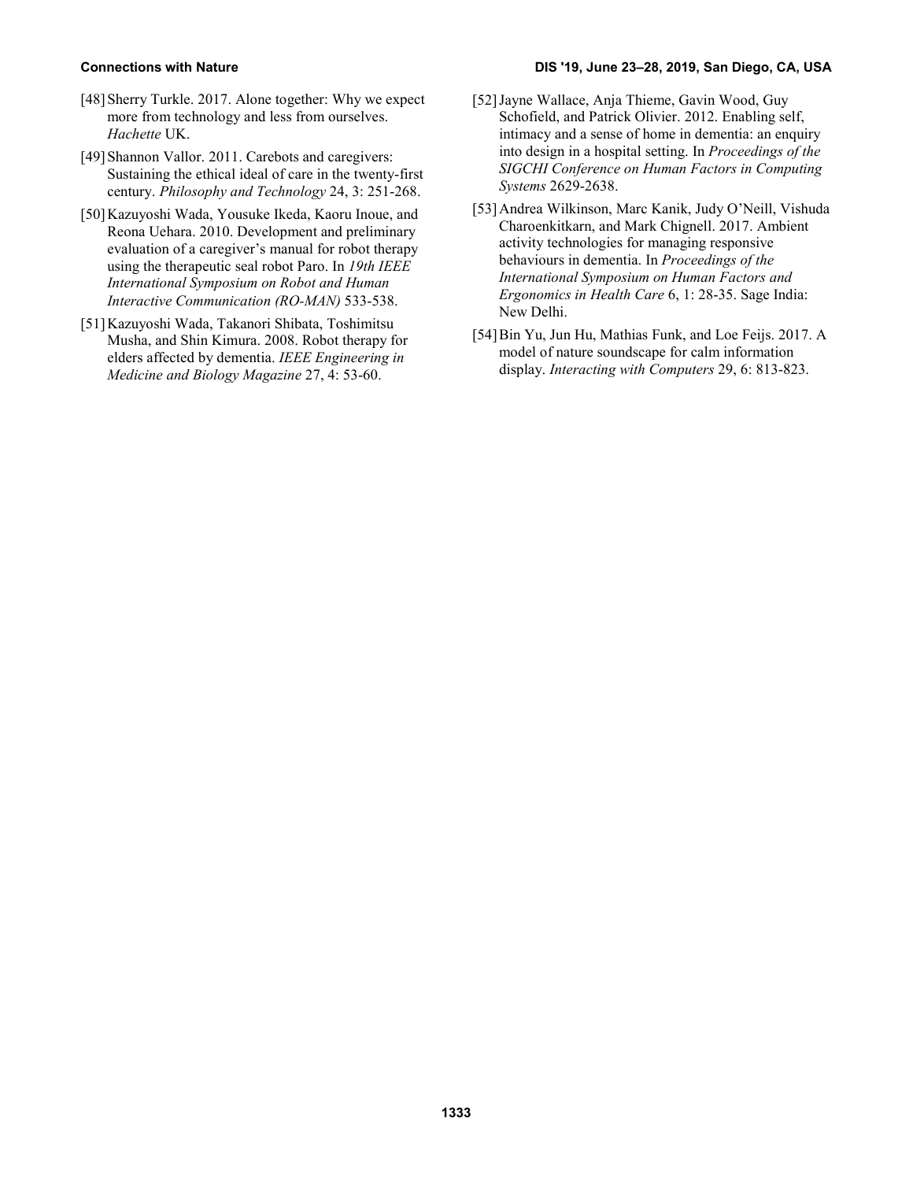[48] Sherry Turkle. 2017. Alone together: Why we expect more from technology and less from ourselves. *Hachette* UK.

[49] Shannon Vallor. 2011. Carebots and caregivers: Sustaining the ethical ideal of care in the twenty-first century. *Philosophy and Technology* 24, 3: 251-268.

[50] Kazuyoshi Wada, Yousuke Ikeda, Kaoru Inoue, and Reona Uehara. 2010. Development and preliminary evaluation of a caregiver's manual for robot therapy using the therapeutic seal robot Paro. In *19th IEEE International Symposium on Robot and Human Interactive Communication (RO-MAN)* 533-538.

[51] Kazuyoshi Wada, Takanori Shibata, Toshimitsu Musha, and Shin Kimura. 2008. Robot therapy for elders affected by dementia. *IEEE Engineering in Medicine and Biology Magazine* 27, 4: 53-60.

[52] Jayne Wallace, Anja Thieme, Gavin Wood, Guy Schofield, and Patrick Olivier. 2012. Enabling self, intimacy and a sense of home in dementia: an enquiry into design in a hospital setting. In *Proceedings of the SIGCHI Conference on Human Factors in Computing Systems* 2629-2638.

[53] Andrea Wilkinson, Marc Kanik, Judy O'Neill, Vishuda Charoenkitkarn, and Mark Chignell. 2017. Ambient activity technologies for managing responsive behaviours in dementia. In *Proceedings of the International Symposium on Human Factors and Ergonomics in Health Care* 6, 1: 28-35. Sage India: New Delhi.

[54] Bin Yu, Jun Hu, Mathias Funk, and Loe Feijs. 2017. A model of nature soundscape for calm information display. *Interacting with Computers* 29, 6: 813-823.